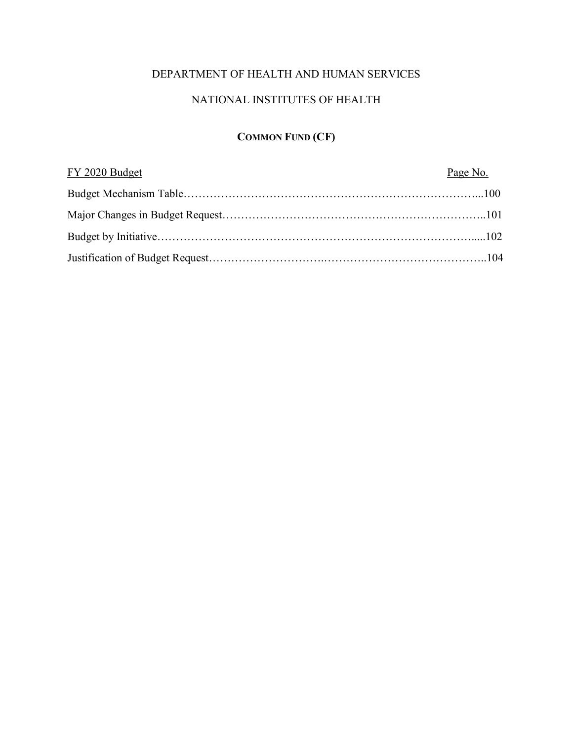DEPARTMENT OF HEALTH AND HUMAN SERVICES

NATIONAL INSTITUTES OF HEALTH

# COMMON FUND (CF)

| FY 2020 Budget | Page No. |
|---|---|
| Budget Mechanism Table | 100 |
| Major Changes in Budget Request | 101 |
| Budget by Initiative | 102 |
| Justification of Budget Request | 104 |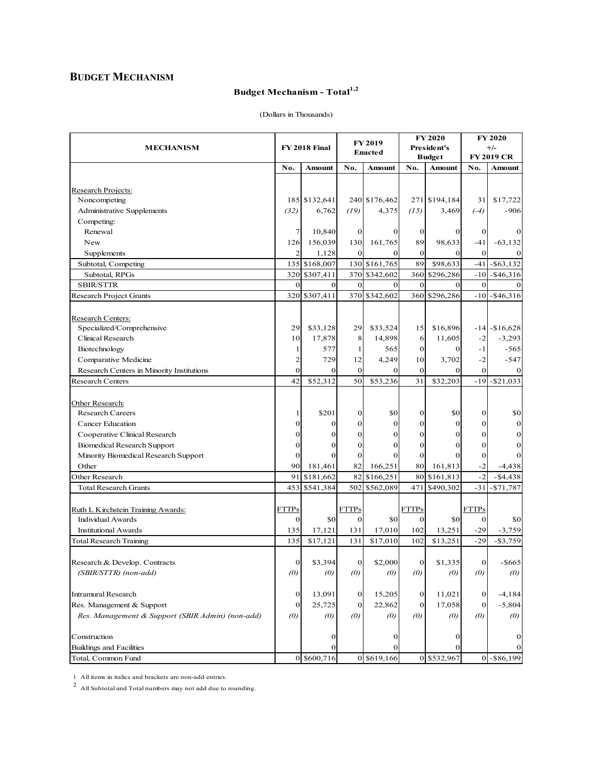## BUDGET MECHANISM

**Budget Mechanism - Total[1,2]**

(Dollars in Thousands)

| MECHANISM | FY 2018 Final | | FY 2019 Enacted | | FY 2020 President's Budget | | FY 2020 +/- FY 2019 CR | |
|---|---|---|---|---|---|---|---|---|
| | No. | Amount | No. | Amount | No. | Amount | No. | Amount |
| Research Projects: | | | | | | | | |
| Noncompeting | 185 | $132,641 | 240 | $176,462 | 271 | $194,184 | 31 | $17,722 |
| Administrative Supplements | *(32)* | 6,762 | *(19)* | 4,375 | *(15)* | 3,469 | *(-4)* | -906 |
| Competing: | | | | | | | | |
| Renewal | 7 | 10,840 | 0 | 0 | 0 | 0 | 0 | 0 |
| New | 126 | 156,039 | 130 | 161,765 | 89 | 98,633 | -41 | -63,132 |
| Supplements | 2 | 1,128 | 0 | 0 | 0 | 0 | 0 | 0 |
| Subtotal, Competing | 135 | $168,007 | 130 | $161,765 | 89 | $98,633 | -41 | -$63,132 |
| Subtotal, RPGs | 320 | $307,411 | 370 | $342,602 | 360 | $296,286 | -10 | -$46,316 |
| SBIR/STTR | 0 | 0 | 0 | 0 | 0 | 0 | 0 | 0 |
| Research Project Grants | 320 | $307,411 | 370 | $342,602 | 360 | $296,286 | -10 | -$46,316 |
| Research Centers: | | | | | | | | |
| Specialized/Comprehensive | 29 | $33,128 | 29 | $33,524 | 15 | $16,896 | -14 | -$16,628 |
| Clinical Research | 10 | 17,878 | 8 | 14,898 | 6 | 11,605 | -2 | -3,293 |
| Biotechnology | 1 | 577 | 1 | 565 | 0 | 0 | -1 | -565 |
| Comparative Medicine | 2 | 729 | 12 | 4,249 | 10 | 3,702 | -2 | -547 |
| Research Centers in Minority Institutions | 0 | 0 | 0 | 0 | 0 | 0 | 0 | 0 |
| Research Centers | 42 | $52,312 | 50 | $53,236 | 31 | $32,203 | -19 | -$21,033 |
| Other Research: | | | | | | | | |
| Research Careers | 1 | $201 | 0 | $0 | 0 | $0 | 0 | $0 |
| Cancer Education | 0 | 0 | 0 | 0 | 0 | 0 | 0 | 0 |
| Cooperative Clinical Research | 0 | 0 | 0 | 0 | 0 | 0 | 0 | 0 |
| Biomedical Research Support | 0 | 0 | 0 | 0 | 0 | 0 | 0 | 0 |
| Minority Biomedical Research Support | 0 | 0 | 0 | 0 | 0 | 0 | 0 | 0 |
| Other | 90 | 181,461 | 82 | 166,251 | 80 | 161,813 | -2 | -4,438 |
| Other Research | 91 | $181,662 | 82 | $166,251 | 80 | $161,813 | -2 | -$4,438 |
| Total Research Grants | 453 | $541,384 | 502 | $562,089 | 471 | $490,302 | -31 | -$71,787 |
| Ruth L Kirchstein Training Awards: | FTTPs | | FTTPs | | FTTPs | | FTTPs | |
| Individual Awards | 0 | $0 | 0 | $0 | 0 | $0 | 0 | $0 |
| Institutional Awards | 135 | 17,121 | 131 | 17,010 | 102 | 13,251 | -29 | -3,759 |
| Total Research Training | 135 | $17,121 | 131 | $17,010 | 102 | $13,251 | -29 | -$3,759 |
| Research & Develop. Contracts | 0 | $3,394 | 0 | $2,000 | 0 | $1,335 | 0 | -$665 |
| *(SBIR/STTR) (non-add)* | *(0)* | *(0)* | *(0)* | *(0)* | *(0)* | *(0)* | *(0)* | *(0)* |
| Intramural Research | 0 | 13,091 | 0 | 15,205 | 0 | 11,021 | 0 | -4,184 |
| Res. Management & Support | 0 | 25,725 | 0 | 22,862 | 0 | 17,058 | 0 | -5,804 |
| *Res. Management & Support (SBIR Admin) (non-add)* | *(0)* | *(0)* | *(0)* | *(0)* | *(0)* | *(0)* | *(0)* | *(0)* |
| Construction | | 0 | | 0 | | 0 | | 0 |
| Buildings and Facilities | | 0 | | 0 | | 0 | | 0 |
| Total, Common Fund | 0 | $600,716 | 0 | $619,166 | 0 | $532,967 | 0 | -$86,199 |

1 All items in italics and brackets are non-add entries.

2 All Subtotal and Total numbers may not add due to rounding.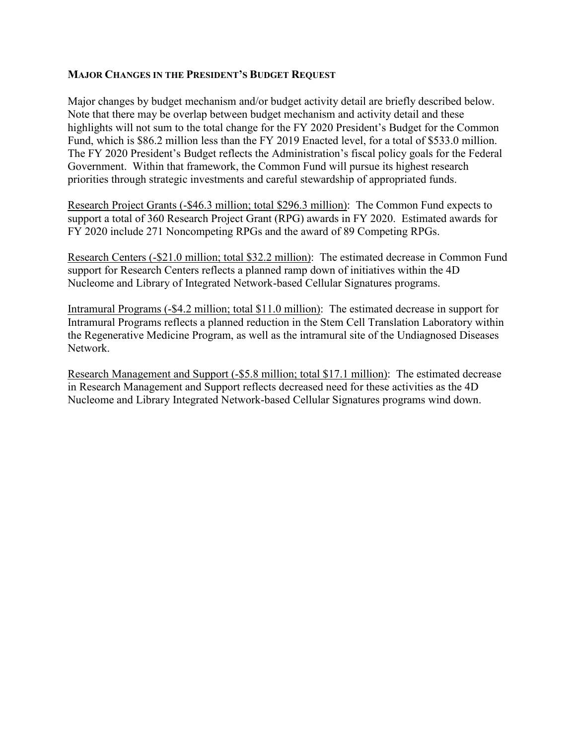## MAJOR CHANGES IN THE PRESIDENT'S BUDGET REQUEST

Major changes by budget mechanism and/or budget activity detail are briefly described below. Note that there may be overlap between budget mechanism and activity detail and these highlights will not sum to the total change for the FY 2020 President's Budget for the Common Fund, which is $86.2 million less than the FY 2019 Enacted level, for a total of $533.0 million. The FY 2020 President's Budget reflects the Administration's fiscal policy goals for the Federal Government. Within that framework, the Common Fund will pursue its highest research priorities through strategic investments and careful stewardship of appropriated funds.

<u>Research Project Grants (-$46.3 million; total $296.3 million)</u>: The Common Fund expects to support a total of 360 Research Project Grant (RPG) awards in FY 2020. Estimated awards for FY 2020 include 271 Noncompeting RPGs and the award of 89 Competing RPGs.

<u>Research Centers (-$21.0 million; total $32.2 million)</u>: The estimated decrease in Common Fund support for Research Centers reflects a planned ramp down of initiatives within the 4D Nucleome and Library of Integrated Network-based Cellular Signatures programs.

<u>Intramural Programs (-$4.2 million; total $11.0 million)</u>: The estimated decrease in support for Intramural Programs reflects a planned reduction in the Stem Cell Translation Laboratory within the Regenerative Medicine Program, as well as the intramural site of the Undiagnosed Diseases Network.

<u>Research Management and Support (-$5.8 million; total $17.1 million)</u>: The estimated decrease in Research Management and Support reflects decreased need for these activities as the 4D Nucleome and Library Integrated Network-based Cellular Signatures programs wind down.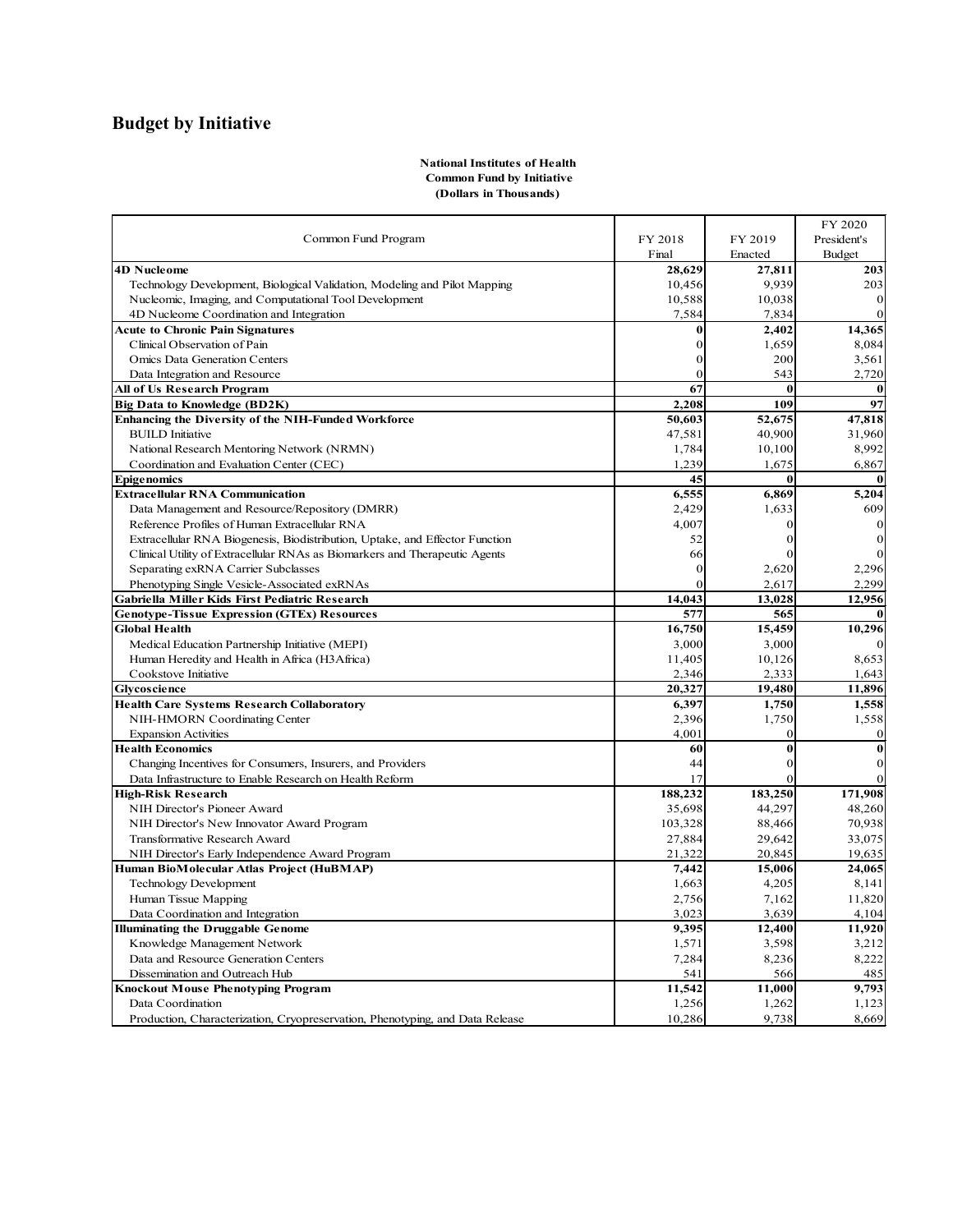## Budget by Initiative

**National Institutes of Health**
**Common Fund by Initiative**
**(Dollars in Thousands)**

| Common Fund Program | FY 2018 Final | FY 2019 Enacted | FY 2020 President's Budget |
|---|---|---|---|
| **4D Nucleome** | **28,629** | **27,811** | **203** |
| Technology Development, Biological Validation, Modeling and Pilot Mapping | 10,456 | 9,939 | 203 |
| Nucleomic, Imaging, and Computational Tool Development | 10,588 | 10,038 | 0 |
| 4D Nucleome Coordination and Integration | 7,584 | 7,834 | 0 |
| **Acute to Chronic Pain Signatures** | **0** | **2,402** | **14,365** |
| Clinical Observation of Pain | 0 | 1,659 | 8,084 |
| Omics Data Generation Centers | 0 | 200 | 3,561 |
| Data Integration and Resource | 0 | 543 | 2,720 |
| **All of Us Research Program** | **67** | **0** | **0** |
| **Big Data to Knowledge (BD2K)** | **2,208** | **109** | **97** |
| **Enhancing the Diversity of the NIH-Funded Workforce** | **50,603** | **52,675** | **47,818** |
| BUILD Initiative | 47,581 | 40,900 | 31,960 |
| National Research Mentoring Network (NRMN) | 1,784 | 10,100 | 8,992 |
| Coordination and Evaluation Center (CEC) | 1,239 | 1,675 | 6,867 |
| **Epigenomics** | **45** | **0** | **0** |
| **Extracellular RNA Communication** | **6,555** | **6,869** | **5,204** |
| Data Management and Resource/Repository (DMRR) | 2,429 | 1,633 | 609 |
| Reference Profiles of Human Extracellular RNA | 4,007 | 0 | 0 |
| Extracellular RNA Biogenesis, Biodistribution, Uptake, and Effector Function | 52 | 0 | 0 |
| Clinical Utility of Extracellular RNAs as Biomarkers and Therapeutic Agents | 66 | 0 | 0 |
| Separating exRNA Carrier Subclasses | 0 | 2,620 | 2,296 |
| Phenotyping Single Vesicle-Associated exRNAs | 0 | 2,617 | 2,299 |
| **Gabriella Miller Kids First Pediatric Research** | **14,043** | **13,028** | **12,956** |
| **Genotype-Tissue Expression (GTEx) Resources** | **577** | **565** | **0** |
| **Global Health** | **16,750** | **15,459** | **10,296** |
| Medical Education Partnership Initiative (MEPI) | 3,000 | 3,000 | 0 |
| Human Heredity and Health in Africa (H3Africa) | 11,405 | 10,126 | 8,653 |
| Cookstove Initiative | 2,346 | 2,333 | 1,643 |
| **Glycoscience** | **20,327** | **19,480** | **11,896** |
| **Health Care Systems Research Collaboratory** | **6,397** | **1,750** | **1,558** |
| NIH-HMORN Coordinating Center | 2,396 | 1,750 | 1,558 |
| Expansion Activities | 4,001 | 0 | 0 |
| **Health Economics** | **60** | **0** | **0** |
| Changing Incentives for Consumers, Insurers, and Providers | 44 | 0 | 0 |
| Data Infrastructure to Enable Research on Health Reform | 17 | 0 | 0 |
| **High-Risk Research** | **188,232** | **183,250** | **171,908** |
| NIH Director's Pioneer Award | 35,698 | 44,297 | 48,260 |
| NIH Director's New Innovator Award Program | 103,328 | 88,466 | 70,938 |
| Transformative Research Award | 27,884 | 29,642 | 33,075 |
| NIH Director's Early Independence Award Program | 21,322 | 20,845 | 19,635 |
| **Human BioMolecular Atlas Project (HuBMAP)** | **7,442** | **15,006** | **24,065** |
| Technology Development | 1,663 | 4,205 | 8,141 |
| Human Tissue Mapping | 2,756 | 7,162 | 11,820 |
| Data Coordination and Integration | 3,023 | 3,639 | 4,104 |
| **Illuminating the Druggable Genome** | **9,395** | **12,400** | **11,920** |
| Knowledge Management Network | 1,571 | 3,598 | 3,212 |
| Data and Resource Generation Centers | 7,284 | 8,236 | 8,222 |
| Dissemination and Outreach Hub | 541 | 566 | 485 |
| **Knockout Mouse Phenotyping Program** | **11,542** | **11,000** | **9,793** |
| Data Coordination | 1,256 | 1,262 | 1,123 |
| Production, Characterization, Cryopreservation, Phenotyping, and Data Release | 10,286 | 9,738 | 8,669 |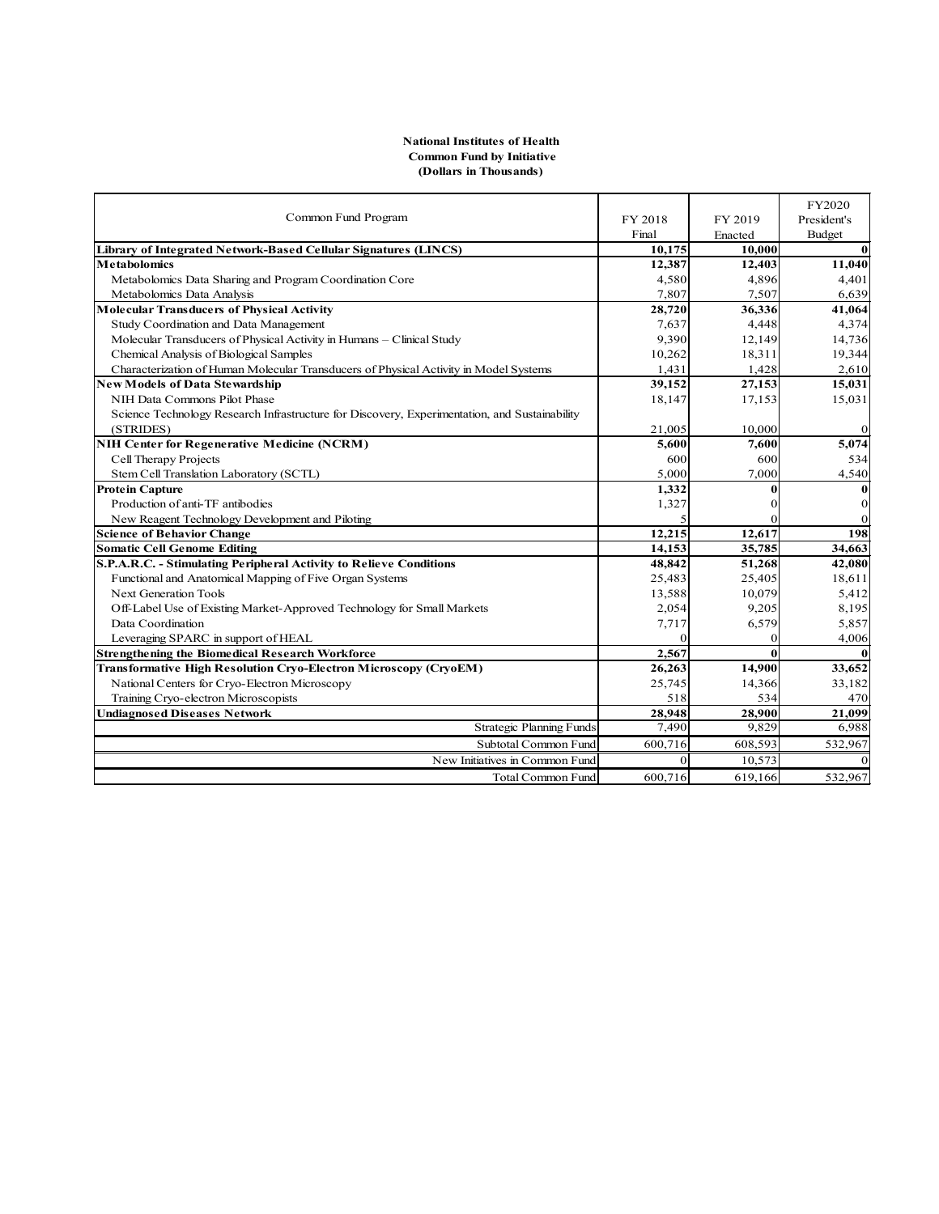**National Institutes of Health**
**Common Fund by Initiative**
**(Dollars in Thousands)**

| Common Fund Program | FY 2018 Final | FY 2019 Enacted | FY2020 President's Budget |
|---|---|---|---|
| **Library of Integrated Network-Based Cellular Signatures (LINCS)** | **10,175** | **10,000** | **0** |
| **Metabolomics** | **12,387** | **12,403** | **11,040** |
| Metabolomics Data Sharing and Program Coordination Core | 4,580 | 4,896 | 4,401 |
| Metabolomics Data Analysis | 7,807 | 7,507 | 6,639 |
| **Molecular Transducers of Physical Activity** | **28,720** | **36,336** | **41,064** |
| Study Coordination and Data Management | 7,637 | 4,448 | 4,374 |
| Molecular Transducers of Physical Activity in Humans – Clinical Study | 9,390 | 12,149 | 14,736 |
| Chemical Analysis of Biological Samples | 10,262 | 18,311 | 19,344 |
| Characterization of Human Molecular Transducers of Physical Activity in Model Systems | 1,431 | 1,428 | 2,610 |
| **New Models of Data Stewardship** | **39,152** | **27,153** | **15,031** |
| NIH Data Commons Pilot Phase | 18,147 | 17,153 | 15,031 |
| Science Technology Research Infrastructure for Discovery, Experimentation, and Sustainability (STRIDES) | 21,005 | 10,000 | 0 |
| **NIH Center for Regenerative Medicine (NCRM)** | **5,600** | **7,600** | **5,074** |
| Cell Therapy Projects | 600 | 600 | 534 |
| Stem Cell Translation Laboratory (SCTL) | 5,000 | 7,000 | 4,540 |
| **Protein Capture** | **1,332** | **0** | **0** |
| Production of anti-TF antibodies | 1,327 | 0 | 0 |
| New Reagent Technology Development and Piloting | 5 | 0 | 0 |
| **Science of Behavior Change** | **12,215** | **12,617** | **198** |
| **Somatic Cell Genome Editing** | **14,153** | **35,785** | **34,663** |
| **S.P.A.R.C. - Stimulating Peripheral Activity to Relieve Conditions** | **48,842** | **51,268** | **42,080** |
| Functional and Anatomical Mapping of Five Organ Systems | 25,483 | 25,405 | 18,611 |
| Next Generation Tools | 13,588 | 10,079 | 5,412 |
| Off-Label Use of Existing Market-Approved Technology for Small Markets | 2,054 | 9,205 | 8,195 |
| Data Coordination | 7,717 | 6,579 | 5,857 |
| Leveraging SPARC in support of HEAL | 0 | 0 | 4,006 |
| **Strengthening the Biomedical Research Workforce** | **2,567** | **0** | **0** |
| **Transformative High Resolution Cryo-Electron Microscopy (CryoEM)** | **26,263** | **14,900** | **33,652** |
| National Centers for Cryo-Electron Microscopy | 25,745 | 14,366 | 33,182 |
| Training Cryo-electron Microscopists | 518 | 534 | 470 |
| **Undiagnosed Diseases Network** | **28,948** | **28,900** | **21,099** |
| Strategic Planning Funds | 7,490 | 9,829 | 6,988 |
| Subtotal Common Fund | 600,716 | 608,593 | 532,967 |
| New Initiatives in Common Fund | 0 | 10,573 | 0 |
| Total Common Fund | 600,716 | 619,166 | 532,967 |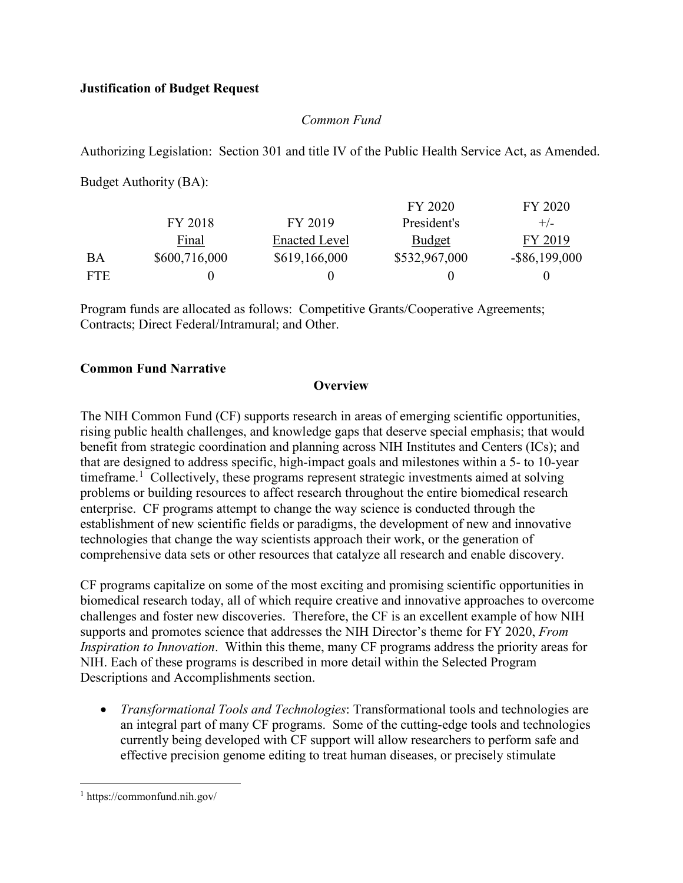**Justification of Budget Request**

*Common Fund*

Authorizing Legislation: Section 301 and title IV of the Public Health Service Act, as Amended.

Budget Authority (BA):

| | FY 2018 Final | FY 2019 Enacted Level | FY 2020 President's Budget | FY 2020 +/- FY 2019 |
|---|---|---|---|---|
| BA | $600,716,000 | $619,166,000 | $532,967,000 | -$86,199,000 |
| FTE | 0 | 0 | 0 | 0 |

Program funds are allocated as follows: Competitive Grants/Cooperative Agreements; Contracts; Direct Federal/Intramural; and Other.

**Common Fund Narrative**

**Overview**

The NIH Common Fund (CF) supports research in areas of emerging scientific opportunities, rising public health challenges, and knowledge gaps that deserve special emphasis; that would benefit from strategic coordination and planning across NIH Institutes and Centers (ICs); and that are designed to address specific, high-impact goals and milestones within a 5- to 10-year timeframe.[1] Collectively, these programs represent strategic investments aimed at solving problems or building resources to affect research throughout the entire biomedical research enterprise. CF programs attempt to change the way science is conducted through the establishment of new scientific fields or paradigms, the development of new and innovative technologies that change the way scientists approach their work, or the generation of comprehensive data sets or other resources that catalyze all research and enable discovery.

CF programs capitalize on some of the most exciting and promising scientific opportunities in biomedical research today, all of which require creative and innovative approaches to overcome challenges and foster new discoveries. Therefore, the CF is an excellent example of how NIH supports and promotes science that addresses the NIH Director's theme for FY 2020, *From Inspiration to Innovation*. Within this theme, many CF programs address the priority areas for NIH. Each of these programs is described in more detail within the Selected Program Descriptions and Accomplishments section.

- *Transformational Tools and Technologies*: Transformational tools and technologies are an integral part of many CF programs. Some of the cutting-edge tools and technologies currently being developed with CF support will allow researchers to perform safe and effective precision genome editing to treat human diseases, or precisely stimulate

[1] https://commonfund.nih.gov/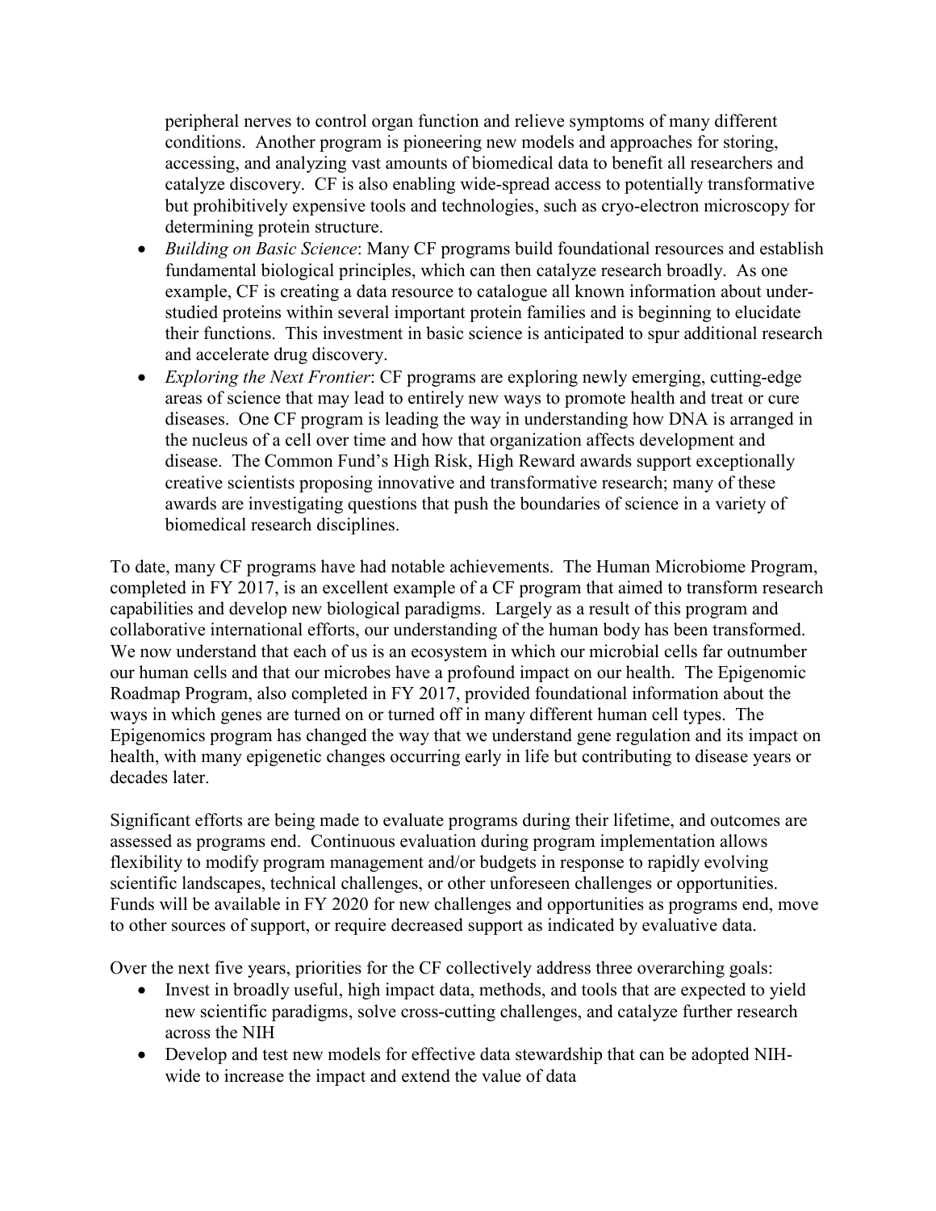peripheral nerves to control organ function and relieve symptoms of many different conditions. Another program is pioneering new models and approaches for storing, accessing, and analyzing vast amounts of biomedical data to benefit all researchers and catalyze discovery. CF is also enabling wide-spread access to potentially transformative but prohibitively expensive tools and technologies, such as cryo-electron microscopy for determining protein structure.

- *Building on Basic Science*: Many CF programs build foundational resources and establish fundamental biological principles, which can then catalyze research broadly. As one example, CF is creating a data resource to catalogue all known information about under-studied proteins within several important protein families and is beginning to elucidate their functions. This investment in basic science is anticipated to spur additional research and accelerate drug discovery.
- *Exploring the Next Frontier*: CF programs are exploring newly emerging, cutting-edge areas of science that may lead to entirely new ways to promote health and treat or cure diseases. One CF program is leading the way in understanding how DNA is arranged in the nucleus of a cell over time and how that organization affects development and disease. The Common Fund's High Risk, High Reward awards support exceptionally creative scientists proposing innovative and transformative research; many of these awards are investigating questions that push the boundaries of science in a variety of biomedical research disciplines.

To date, many CF programs have had notable achievements. The Human Microbiome Program, completed in FY 2017, is an excellent example of a CF program that aimed to transform research capabilities and develop new biological paradigms. Largely as a result of this program and collaborative international efforts, our understanding of the human body has been transformed. We now understand that each of us is an ecosystem in which our microbial cells far outnumber our human cells and that our microbes have a profound impact on our health. The Epigenomic Roadmap Program, also completed in FY 2017, provided foundational information about the ways in which genes are turned on or turned off in many different human cell types. The Epigenomics program has changed the way that we understand gene regulation and its impact on health, with many epigenetic changes occurring early in life but contributing to disease years or decades later.

Significant efforts are being made to evaluate programs during their lifetime, and outcomes are assessed as programs end. Continuous evaluation during program implementation allows flexibility to modify program management and/or budgets in response to rapidly evolving scientific landscapes, technical challenges, or other unforeseen challenges or opportunities. Funds will be available in FY 2020 for new challenges and opportunities as programs end, move to other sources of support, or require decreased support as indicated by evaluative data.

Over the next five years, priorities for the CF collectively address three overarching goals:

- Invest in broadly useful, high impact data, methods, and tools that are expected to yield new scientific paradigms, solve cross-cutting challenges, and catalyze further research across the NIH
- Develop and test new models for effective data stewardship that can be adopted NIH-wide to increase the impact and extend the value of data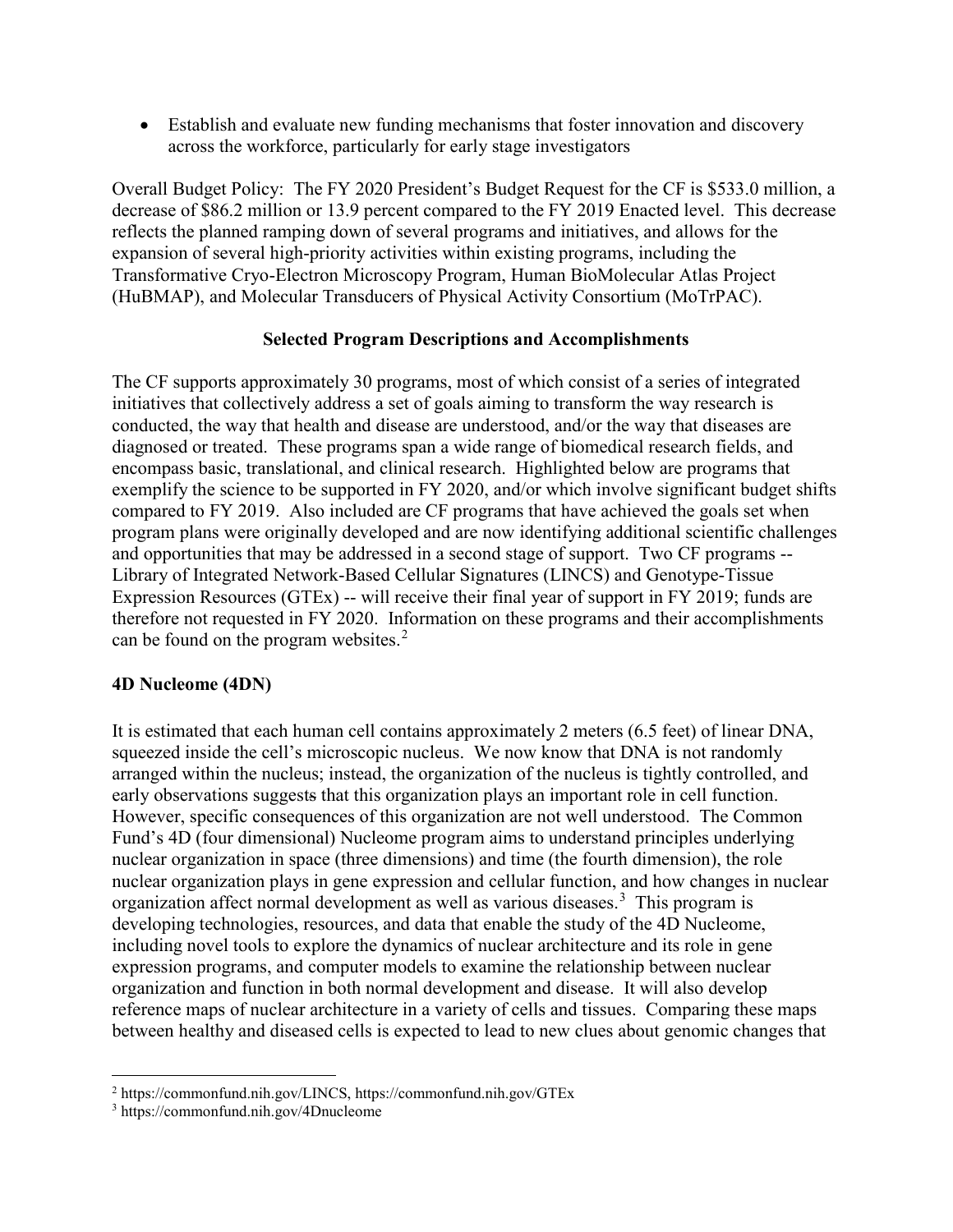- Establish and evaluate new funding mechanisms that foster innovation and discovery across the workforce, particularly for early stage investigators

Overall Budget Policy: The FY 2020 President's Budget Request for the CF is $533.0 million, a decrease of $86.2 million or 13.9 percent compared to the FY 2019 Enacted level. This decrease reflects the planned ramping down of several programs and initiatives, and allows for the expansion of several high-priority activities within existing programs, including the Transformative Cryo-Electron Microscopy Program, Human BioMolecular Atlas Project (HuBMAP), and Molecular Transducers of Physical Activity Consortium (MoTrPAC).

### Selected Program Descriptions and Accomplishments

The CF supports approximately 30 programs, most of which consist of a series of integrated initiatives that collectively address a set of goals aiming to transform the way research is conducted, the way that health and disease are understood, and/or the way that diseases are diagnosed or treated. These programs span a wide range of biomedical research fields, and encompass basic, translational, and clinical research. Highlighted below are programs that exemplify the science to be supported in FY 2020, and/or which involve significant budget shifts compared to FY 2019. Also included are CF programs that have achieved the goals set when program plans were originally developed and are now identifying additional scientific challenges and opportunities that may be addressed in a second stage of support. Two CF programs -- Library of Integrated Network-Based Cellular Signatures (LINCS) and Genotype-Tissue Expression Resources (GTEx) -- will receive their final year of support in FY 2019; funds are therefore not requested in FY 2020. Information on these programs and their accomplishments can be found on the program websites.[2]

### 4D Nucleome (4DN)

It is estimated that each human cell contains approximately 2 meters (6.5 feet) of linear DNA, squeezed inside the cell's microscopic nucleus. We now know that DNA is not randomly arranged within the nucleus; instead, the organization of the nucleus is tightly controlled, and early observations suggests that this organization plays an important role in cell function. However, specific consequences of this organization are not well understood. The Common Fund's 4D (four dimensional) Nucleome program aims to understand principles underlying nuclear organization in space (three dimensions) and time (the fourth dimension), the role nuclear organization plays in gene expression and cellular function, and how changes in nuclear organization affect normal development as well as various diseases.[3] This program is developing technologies, resources, and data that enable the study of the 4D Nucleome, including novel tools to explore the dynamics of nuclear architecture and its role in gene expression programs, and computer models to examine the relationship between nuclear organization and function in both normal development and disease. It will also develop reference maps of nuclear architecture in a variety of cells and tissues. Comparing these maps between healthy and diseased cells is expected to lead to new clues about genomic changes that

---

[2] https://commonfund.nih.gov/LINCS, https://commonfund.nih.gov/GTEx

[3] https://commonfund.nih.gov/4Dnucleome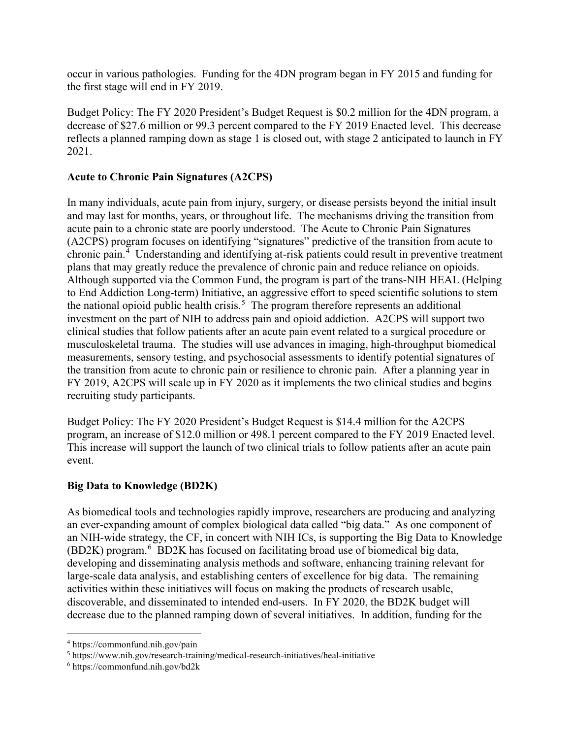occur in various pathologies. Funding for the 4DN program began in FY 2015 and funding for the first stage will end in FY 2019.

Budget Policy: The FY 2020 President's Budget Request is $0.2 million for the 4DN program, a decrease of $27.6 million or 99.3 percent compared to the FY 2019 Enacted level. This decrease reflects a planned ramping down as stage 1 is closed out, with stage 2 anticipated to launch in FY 2021.

**Acute to Chronic Pain Signatures (A2CPS)**

In many individuals, acute pain from injury, surgery, or disease persists beyond the initial insult and may last for months, years, or throughout life. The mechanisms driving the transition from acute pain to a chronic state are poorly understood. The Acute to Chronic Pain Signatures (A2CPS) program focuses on identifying "signatures" predictive of the transition from acute to chronic pain.[4] Understanding and identifying at-risk patients could result in preventive treatment plans that may greatly reduce the prevalence of chronic pain and reduce reliance on opioids. Although supported via the Common Fund, the program is part of the trans-NIH HEAL (Helping to End Addiction Long-term) Initiative, an aggressive effort to speed scientific solutions to stem the national opioid public health crisis.[5] The program therefore represents an additional investment on the part of NIH to address pain and opioid addiction. A2CPS will support two clinical studies that follow patients after an acute pain event related to a surgical procedure or musculoskeletal trauma. The studies will use advances in imaging, high-throughput biomedical measurements, sensory testing, and psychosocial assessments to identify potential signatures of the transition from acute to chronic pain or resilience to chronic pain. After a planning year in FY 2019, A2CPS will scale up in FY 2020 as it implements the two clinical studies and begins recruiting study participants.

Budget Policy: The FY 2020 President's Budget Request is $14.4 million for the A2CPS program, an increase of $12.0 million or 498.1 percent compared to the FY 2019 Enacted level. This increase will support the launch of two clinical trials to follow patients after an acute pain event.

**Big Data to Knowledge (BD2K)**

As biomedical tools and technologies rapidly improve, researchers are producing and analyzing an ever-expanding amount of complex biological data called "big data." As one component of an NIH-wide strategy, the CF, in concert with NIH ICs, is supporting the Big Data to Knowledge (BD2K) program.[6] BD2K has focused on facilitating broad use of biomedical big data, developing and disseminating analysis methods and software, enhancing training relevant for large-scale data analysis, and establishing centers of excellence for big data. The remaining activities within these initiatives will focus on making the products of research usable, discoverable, and disseminated to intended end-users. In FY 2020, the BD2K budget will decrease due to the planned ramping down of several initiatives. In addition, funding for the

---

[4] https://commonfund.nih.gov/pain

[5] https://www.nih.gov/research-training/medical-research-initiatives/heal-initiative

[6] https://commonfund.nih.gov/bd2k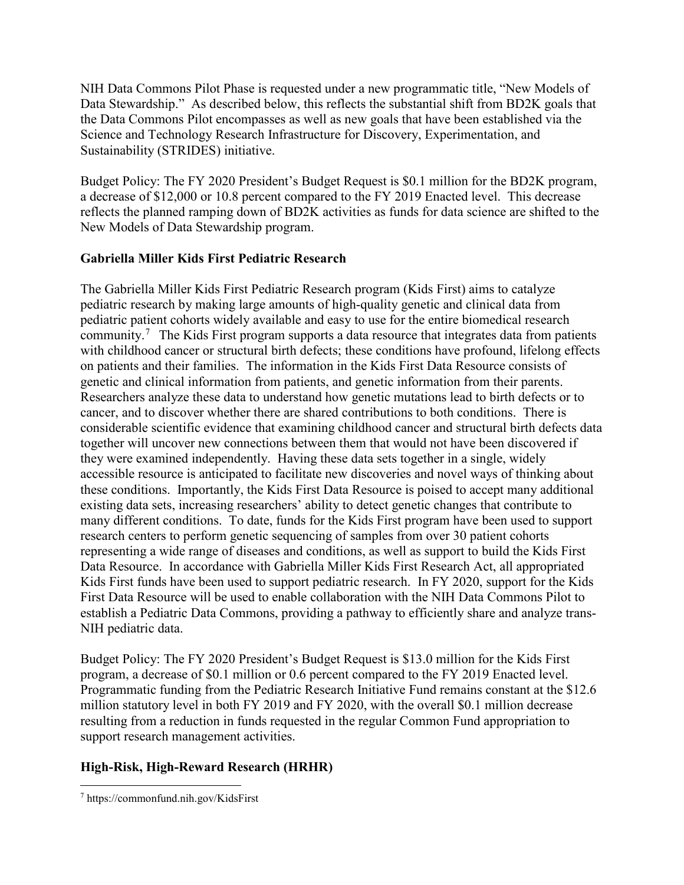NIH Data Commons Pilot Phase is requested under a new programmatic title, "New Models of Data Stewardship." As described below, this reflects the substantial shift from BD2K goals that the Data Commons Pilot encompasses as well as new goals that have been established via the Science and Technology Research Infrastructure for Discovery, Experimentation, and Sustainability (STRIDES) initiative.

Budget Policy: The FY 2020 President's Budget Request is $0.1 million for the BD2K program, a decrease of $12,000 or 10.8 percent compared to the FY 2019 Enacted level. This decrease reflects the planned ramping down of BD2K activities as funds for data science are shifted to the New Models of Data Stewardship program.

### Gabriella Miller Kids First Pediatric Research

The Gabriella Miller Kids First Pediatric Research program (Kids First) aims to catalyze pediatric research by making large amounts of high-quality genetic and clinical data from pediatric patient cohorts widely available and easy to use for the entire biomedical research community.[7] The Kids First program supports a data resource that integrates data from patients with childhood cancer or structural birth defects; these conditions have profound, lifelong effects on patients and their families. The information in the Kids First Data Resource consists of genetic and clinical information from patients, and genetic information from their parents. Researchers analyze these data to understand how genetic mutations lead to birth defects or to cancer, and to discover whether there are shared contributions to both conditions. There is considerable scientific evidence that examining childhood cancer and structural birth defects data together will uncover new connections between them that would not have been discovered if they were examined independently. Having these data sets together in a single, widely accessible resource is anticipated to facilitate new discoveries and novel ways of thinking about these conditions. Importantly, the Kids First Data Resource is poised to accept many additional existing data sets, increasing researchers' ability to detect genetic changes that contribute to many different conditions. To date, funds for the Kids First program have been used to support research centers to perform genetic sequencing of samples from over 30 patient cohorts representing a wide range of diseases and conditions, as well as support to build the Kids First Data Resource. In accordance with Gabriella Miller Kids First Research Act, all appropriated Kids First funds have been used to support pediatric research. In FY 2020, support for the Kids First Data Resource will be used to enable collaboration with the NIH Data Commons Pilot to establish a Pediatric Data Commons, providing a pathway to efficiently share and analyze trans-NIH pediatric data.

Budget Policy: The FY 2020 President's Budget Request is $13.0 million for the Kids First program, a decrease of $0.1 million or 0.6 percent compared to the FY 2019 Enacted level. Programmatic funding from the Pediatric Research Initiative Fund remains constant at the $12.6 million statutory level in both FY 2019 and FY 2020, with the overall $0.1 million decrease resulting from a reduction in funds requested in the regular Common Fund appropriation to support research management activities.

### High-Risk, High-Reward Research (HRHR)

[7] https://commonfund.nih.gov/KidsFirst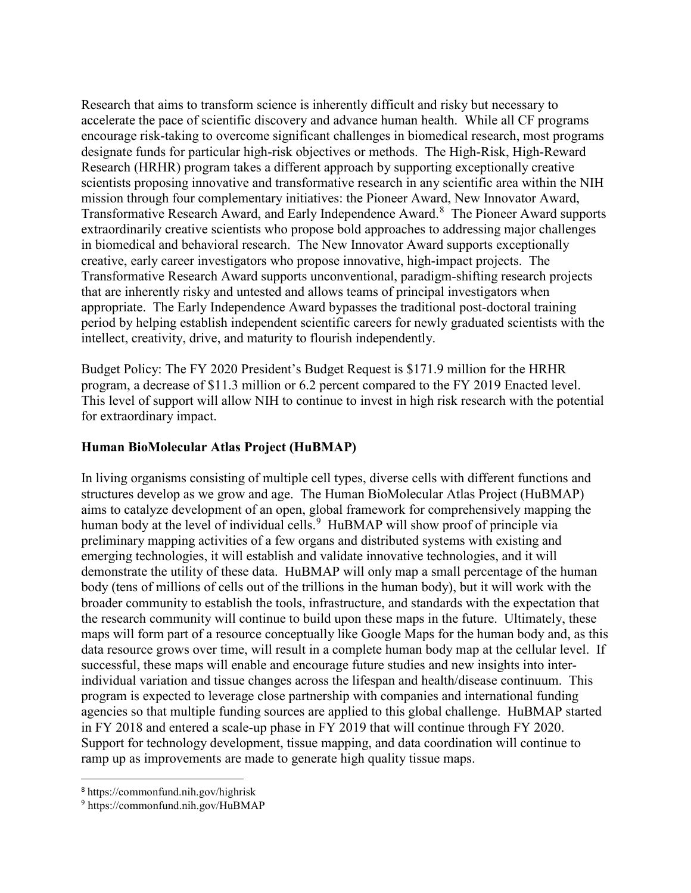Research that aims to transform science is inherently difficult and risky but necessary to accelerate the pace of scientific discovery and advance human health. While all CF programs encourage risk-taking to overcome significant challenges in biomedical research, most programs designate funds for particular high-risk objectives or methods. The High-Risk, High-Reward Research (HRHR) program takes a different approach by supporting exceptionally creative scientists proposing innovative and transformative research in any scientific area within the NIH mission through four complementary initiatives: the Pioneer Award, New Innovator Award, Transformative Research Award, and Early Independence Award.[8] The Pioneer Award supports extraordinarily creative scientists who propose bold approaches to addressing major challenges in biomedical and behavioral research. The New Innovator Award supports exceptionally creative, early career investigators who propose innovative, high-impact projects. The Transformative Research Award supports unconventional, paradigm-shifting research projects that are inherently risky and untested and allows teams of principal investigators when appropriate. The Early Independence Award bypasses the traditional post-doctoral training period by helping establish independent scientific careers for newly graduated scientists with the intellect, creativity, drive, and maturity to flourish independently.

Budget Policy: The FY 2020 President's Budget Request is $171.9 million for the HRHR program, a decrease of $11.3 million or 6.2 percent compared to the FY 2019 Enacted level. This level of support will allow NIH to continue to invest in high risk research with the potential for extraordinary impact.

**Human BioMolecular Atlas Project (HuBMAP)**

In living organisms consisting of multiple cell types, diverse cells with different functions and structures develop as we grow and age. The Human BioMolecular Atlas Project (HuBMAP) aims to catalyze development of an open, global framework for comprehensively mapping the human body at the level of individual cells.[9] HuBMAP will show proof of principle via preliminary mapping activities of a few organs and distributed systems with existing and emerging technologies, it will establish and validate innovative technologies, and it will demonstrate the utility of these data. HuBMAP will only map a small percentage of the human body (tens of millions of cells out of the trillions in the human body), but it will work with the broader community to establish the tools, infrastructure, and standards with the expectation that the research community will continue to build upon these maps in the future. Ultimately, these maps will form part of a resource conceptually like Google Maps for the human body and, as this data resource grows over time, will result in a complete human body map at the cellular level. If successful, these maps will enable and encourage future studies and new insights into inter-individual variation and tissue changes across the lifespan and health/disease continuum. This program is expected to leverage close partnership with companies and international funding agencies so that multiple funding sources are applied to this global challenge. HuBMAP started in FY 2018 and entered a scale-up phase in FY 2019 that will continue through FY 2020. Support for technology development, tissue mapping, and data coordination will continue to ramp up as improvements are made to generate high quality tissue maps.

[8] https://commonfund.nih.gov/highrisk

[9] https://commonfund.nih.gov/HuBMAP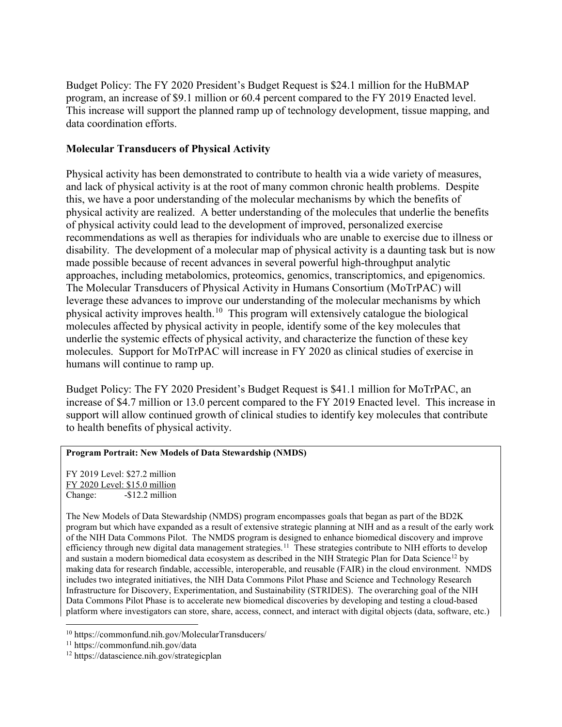Budget Policy: The FY 2020 President's Budget Request is $24.1 million for the HuBMAP program, an increase of $9.1 million or 60.4 percent compared to the FY 2019 Enacted level. This increase will support the planned ramp up of technology development, tissue mapping, and data coordination efforts.

**Molecular Transducers of Physical Activity**

Physical activity has been demonstrated to contribute to health via a wide variety of measures, and lack of physical activity is at the root of many common chronic health problems. Despite this, we have a poor understanding of the molecular mechanisms by which the benefits of physical activity are realized. A better understanding of the molecules that underlie the benefits of physical activity could lead to the development of improved, personalized exercise recommendations as well as therapies for individuals who are unable to exercise due to illness or disability. The development of a molecular map of physical activity is a daunting task but is now made possible because of recent advances in several powerful high-throughput analytic approaches, including metabolomics, proteomics, genomics, transcriptomics, and epigenomics. The Molecular Transducers of Physical Activity in Humans Consortium (MoTrPAC) will leverage these advances to improve our understanding of the molecular mechanisms by which physical activity improves health.[10] This program will extensively catalogue the biological molecules affected by physical activity in people, identify some of the key molecules that underlie the systemic effects of physical activity, and characterize the function of these key molecules. Support for MoTrPAC will increase in FY 2020 as clinical studies of exercise in humans will continue to ramp up.

Budget Policy: The FY 2020 President's Budget Request is $41.1 million for MoTrPAC, an increase of $4.7 million or 13.0 percent compared to the FY 2019 Enacted level. This increase in support will allow continued growth of clinical studies to identify key molecules that contribute to health benefits of physical activity.

**Program Portrait: New Models of Data Stewardship (NMDS)**

FY 2019 Level: $27.2 million
FY 2020 Level: $15.0 million
Change: -$12.2 million

The New Models of Data Stewardship (NMDS) program encompasses goals that began as part of the BD2K program but which have expanded as a result of extensive strategic planning at NIH and as a result of the early work of the NIH Data Commons Pilot. The NMDS program is designed to enhance biomedical discovery and improve efficiency through new digital data management strategies.[11] These strategies contribute to NIH efforts to develop and sustain a modern biomedical data ecosystem as described in the NIH Strategic Plan for Data Science[12] by making data for research findable, accessible, interoperable, and reusable (FAIR) in the cloud environment. NMDS includes two integrated initiatives, the NIH Data Commons Pilot Phase and Science and Technology Research Infrastructure for Discovery, Experimentation, and Sustainability (STRIDES). The overarching goal of the NIH Data Commons Pilot Phase is to accelerate new biomedical discoveries by developing and testing a cloud-based platform where investigators can store, share, access, connect, and interact with digital objects (data, software, etc.)

[10] https://commonfund.nih.gov/MolecularTransducers/
[11] https://commonfund.nih.gov/data
[12] https://datascience.nih.gov/strategicplan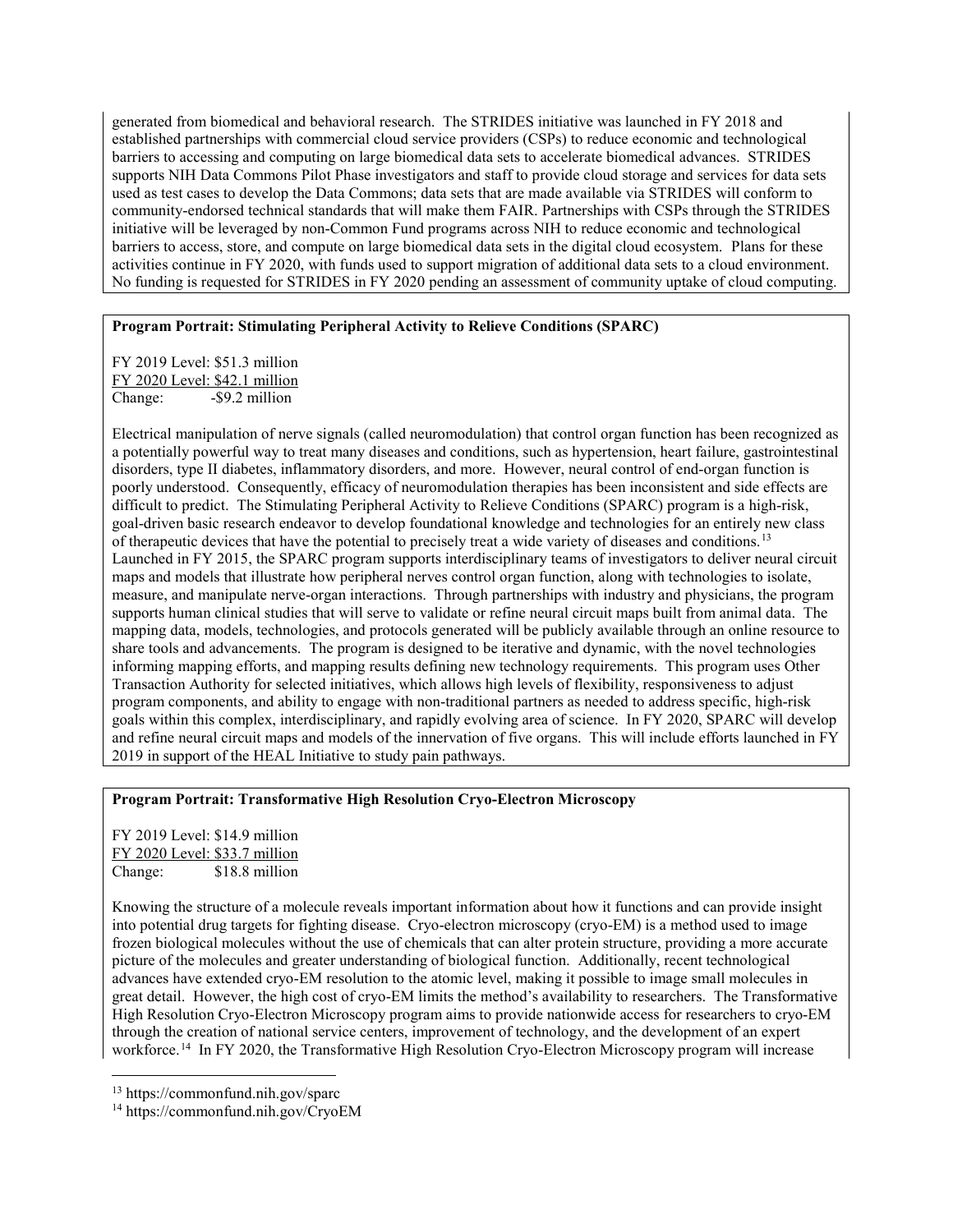generated from biomedical and behavioral research. The STRIDES initiative was launched in FY 2018 and established partnerships with commercial cloud service providers (CSPs) to reduce economic and technological barriers to accessing and computing on large biomedical data sets to accelerate biomedical advances. STRIDES supports NIH Data Commons Pilot Phase investigators and staff to provide cloud storage and services for data sets used as test cases to develop the Data Commons; data sets that are made available via STRIDES will conform to community-endorsed technical standards that will make them FAIR. Partnerships with CSPs through the STRIDES initiative will be leveraged by non-Common Fund programs across NIH to reduce economic and technological barriers to access, store, and compute on large biomedical data sets in the digital cloud ecosystem. Plans for these activities continue in FY 2020, with funds used to support migration of additional data sets to a cloud environment. No funding is requested for STRIDES in FY 2020 pending an assessment of community uptake of cloud computing.

**Program Portrait: Stimulating Peripheral Activity to Relieve Conditions (SPARC)**

FY 2019 Level: $51.3 million
FY 2020 Level: $42.1 million
Change: -$9.2 million

Electrical manipulation of nerve signals (called neuromodulation) that control organ function has been recognized as a potentially powerful way to treat many diseases and conditions, such as hypertension, heart failure, gastrointestinal disorders, type II diabetes, inflammatory disorders, and more. However, neural control of end-organ function is poorly understood. Consequently, efficacy of neuromodulation therapies has been inconsistent and side effects are difficult to predict. The Stimulating Peripheral Activity to Relieve Conditions (SPARC) program is a high-risk, goal-driven basic research endeavor to develop foundational knowledge and technologies for an entirely new class of therapeutic devices that have the potential to precisely treat a wide variety of diseases and conditions.[13] Launched in FY 2015, the SPARC program supports interdisciplinary teams of investigators to deliver neural circuit maps and models that illustrate how peripheral nerves control organ function, along with technologies to isolate, measure, and manipulate nerve-organ interactions. Through partnerships with industry and physicians, the program supports human clinical studies that will serve to validate or refine neural circuit maps built from animal data. The mapping data, models, technologies, and protocols generated will be publicly available through an online resource to share tools and advancements. The program is designed to be iterative and dynamic, with the novel technologies informing mapping efforts, and mapping results defining new technology requirements. This program uses Other Transaction Authority for selected initiatives, which allows high levels of flexibility, responsiveness to adjust program components, and ability to engage with non-traditional partners as needed to address specific, high-risk goals within this complex, interdisciplinary, and rapidly evolving area of science. In FY 2020, SPARC will develop and refine neural circuit maps and models of the innervation of five organs. This will include efforts launched in FY 2019 in support of the HEAL Initiative to study pain pathways.

**Program Portrait: Transformative High Resolution Cryo-Electron Microscopy**

FY 2019 Level: $14.9 million
FY 2020 Level: $33.7 million
Change: $18.8 million

Knowing the structure of a molecule reveals important information about how it functions and can provide insight into potential drug targets for fighting disease. Cryo-electron microscopy (cryo-EM) is a method used to image frozen biological molecules without the use of chemicals that can alter protein structure, providing a more accurate picture of the molecules and greater understanding of biological function. Additionally, recent technological advances have extended cryo-EM resolution to the atomic level, making it possible to image small molecules in great detail. However, the high cost of cryo-EM limits the method's availability to researchers. The Transformative High Resolution Cryo-Electron Microscopy program aims to provide nationwide access for researchers to cryo-EM through the creation of national service centers, improvement of technology, and the development of an expert workforce.[14] In FY 2020, the Transformative High Resolution Cryo-Electron Microscopy program will increase

[13] https://commonfund.nih.gov/sparc
[14] https://commonfund.nih.gov/CryoEM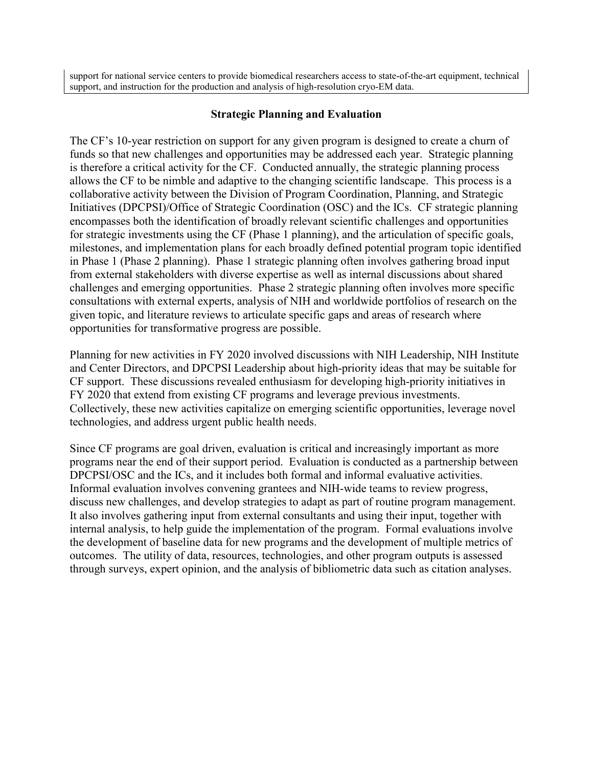support for national service centers to provide biomedical researchers access to state-of-the-art equipment, technical support, and instruction for the production and analysis of high-resolution cryo-EM data.

## Strategic Planning and Evaluation

The CF's 10-year restriction on support for any given program is designed to create a churn of funds so that new challenges and opportunities may be addressed each year. Strategic planning is therefore a critical activity for the CF. Conducted annually, the strategic planning process allows the CF to be nimble and adaptive to the changing scientific landscape. This process is a collaborative activity between the Division of Program Coordination, Planning, and Strategic Initiatives (DPCPSI)/Office of Strategic Coordination (OSC) and the ICs. CF strategic planning encompasses both the identification of broadly relevant scientific challenges and opportunities for strategic investments using the CF (Phase 1 planning), and the articulation of specific goals, milestones, and implementation plans for each broadly defined potential program topic identified in Phase 1 (Phase 2 planning). Phase 1 strategic planning often involves gathering broad input from external stakeholders with diverse expertise as well as internal discussions about shared challenges and emerging opportunities. Phase 2 strategic planning often involves more specific consultations with external experts, analysis of NIH and worldwide portfolios of research on the given topic, and literature reviews to articulate specific gaps and areas of research where opportunities for transformative progress are possible.

Planning for new activities in FY 2020 involved discussions with NIH Leadership, NIH Institute and Center Directors, and DPCPSI Leadership about high-priority ideas that may be suitable for CF support. These discussions revealed enthusiasm for developing high-priority initiatives in FY 2020 that extend from existing CF programs and leverage previous investments. Collectively, these new activities capitalize on emerging scientific opportunities, leverage novel technologies, and address urgent public health needs.

Since CF programs are goal driven, evaluation is critical and increasingly important as more programs near the end of their support period. Evaluation is conducted as a partnership between DPCPSI/OSC and the ICs, and it includes both formal and informal evaluative activities. Informal evaluation involves convening grantees and NIH-wide teams to review progress, discuss new challenges, and develop strategies to adapt as part of routine program management. It also involves gathering input from external consultants and using their input, together with internal analysis, to help guide the implementation of the program. Formal evaluations involve the development of baseline data for new programs and the development of multiple metrics of outcomes. The utility of data, resources, technologies, and other program outputs is assessed through surveys, expert opinion, and the analysis of bibliometric data such as citation analyses.